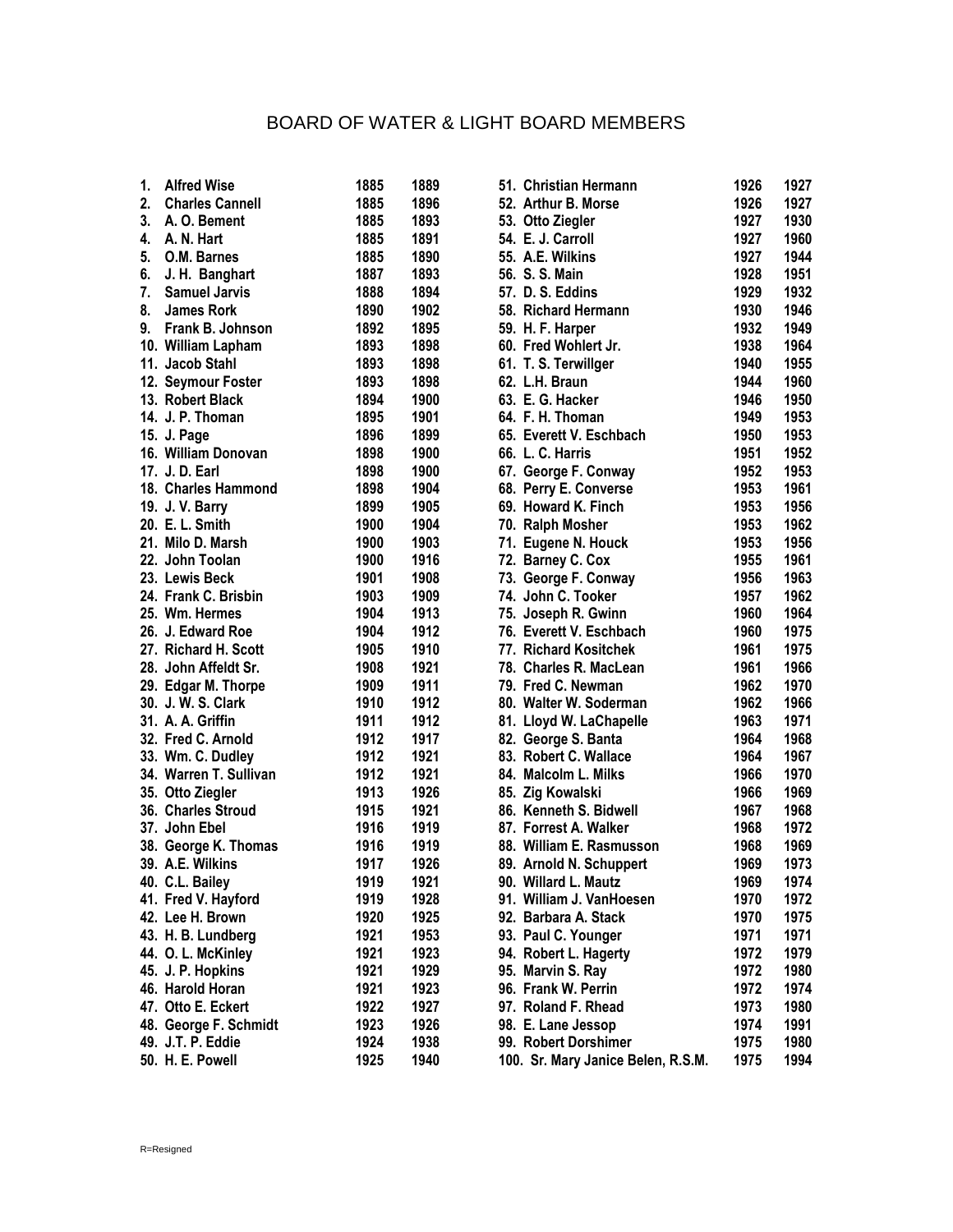# BOARD OF WATER & LIGHT BOARD MEMBERS

| No. | Name | Start | End |
|---|---|---|---|
| 1. | Alfred Wise | 1885 | 1889 |
| 2. | Charles Cannell | 1885 | 1896 |
| 3. | A. O. Bement | 1885 | 1893 |
| 4. | A. N. Hart | 1885 | 1891 |
| 5. | O.M. Barnes | 1885 | 1890 |
| 6. | J. H. Banghart | 1887 | 1893 |
| 7. | Samuel Jarvis | 1888 | 1894 |
| 8. | James Rork | 1890 | 1902 |
| 9. | Frank B. Johnson | 1892 | 1895 |
| 10. | William Lapham | 1893 | 1898 |
| 11. | Jacob Stahl | 1893 | 1898 |
| 12. | Seymour Foster | 1893 | 1898 |
| 13. | Robert Black | 1894 | 1900 |
| 14. | J. P. Thoman | 1895 | 1901 |
| 15. | J. Page | 1896 | 1899 |
| 16. | William Donovan | 1898 | 1900 |
| 17. | J. D. Earl | 1898 | 1900 |
| 18. | Charles Hammond | 1898 | 1904 |
| 19. | J. V. Barry | 1899 | 1905 |
| 20. | E. L. Smith | 1900 | 1904 |
| 21. | Milo D. Marsh | 1900 | 1903 |
| 22. | John Toolan | 1900 | 1916 |
| 23. | Lewis Beck | 1901 | 1908 |
| 24. | Frank C. Brisbin | 1903 | 1909 |
| 25. | Wm. Hermes | 1904 | 1913 |
| 26. | J. Edward Roe | 1904 | 1912 |
| 27. | Richard H. Scott | 1905 | 1910 |
| 28. | John Affeldt Sr. | 1908 | 1921 |
| 29. | Edgar M. Thorpe | 1909 | 1911 |
| 30. | J. W. S. Clark | 1910 | 1912 |
| 31. | A. A. Griffin | 1911 | 1912 |
| 32. | Fred C. Arnold | 1912 | 1917 |
| 33. | Wm. C. Dudley | 1912 | 1921 |
| 34. | Warren T. Sullivan | 1912 | 1921 |
| 35. | Otto Ziegler | 1913 | 1926 |
| 36. | Charles Stroud | 1915 | 1921 |
| 37. | John Ebel | 1916 | 1919 |
| 38. | George K. Thomas | 1916 | 1919 |
| 39. | A.E. Wilkins | 1917 | 1926 |
| 40. | C.L. Bailey | 1919 | 1921 |
| 41. | Fred V. Hayford | 1919 | 1928 |
| 42. | Lee H. Brown | 1920 | 1925 |
| 43. | H. B. Lundberg | 1921 | 1953 |
| 44. | O. L. McKinley | 1921 | 1923 |
| 45. | J. P. Hopkins | 1921 | 1929 |
| 46. | Harold Horan | 1921 | 1923 |
| 47. | Otto E. Eckert | 1922 | 1927 |
| 48. | George F. Schmidt | 1923 | 1926 |
| 49. | J.T. P. Eddie | 1924 | 1938 |
| 50. | H. E. Powell | 1925 | 1940 |
| 51. | Christian Hermann | 1926 | 1927 |
| 52. | Arthur B. Morse | 1926 | 1927 |
| 53. | Otto Ziegler | 1927 | 1930 |
| 54. | E. J. Carroll | 1927 | 1960 |
| 55. | A.E. Wilkins | 1927 | 1944 |
| 56. | S. S. Main | 1928 | 1951 |
| 57. | D. S. Eddins | 1929 | 1932 |
| 58. | Richard Hermann | 1930 | 1946 |
| 59. | H. F. Harper | 1932 | 1949 |
| 60. | Fred Wohlert Jr. | 1938 | 1964 |
| 61. | T. S. Terwillger | 1940 | 1955 |
| 62. | L.H. Braun | 1944 | 1960 |
| 63. | E. G. Hacker | 1946 | 1950 |
| 64. | F. H. Thoman | 1949 | 1953 |
| 65. | Everett V. Eschbach | 1950 | 1953 |
| 66. | L. C. Harris | 1951 | 1952 |
| 67. | George F. Conway | 1952 | 1953 |
| 68. | Perry E. Converse | 1953 | 1961 |
| 69. | Howard K. Finch | 1953 | 1956 |
| 70. | Ralph Mosher | 1953 | 1962 |
| 71. | Eugene N. Houck | 1953 | 1956 |
| 72. | Barney C. Cox | 1955 | 1961 |
| 73. | George F. Conway | 1956 | 1963 |
| 74. | John C. Tooker | 1957 | 1962 |
| 75. | Joseph R. Gwinn | 1960 | 1964 |
| 76. | Everett V. Eschbach | 1960 | 1975 |
| 77. | Richard Kositchek | 1961 | 1975 |
| 78. | Charles R. MacLean | 1961 | 1966 |
| 79. | Fred C. Newman | 1962 | 1970 |
| 80. | Walter W. Soderman | 1962 | 1966 |
| 81. | Lloyd W. LaChapelle | 1963 | 1971 |
| 82. | George S. Banta | 1964 | 1968 |
| 83. | Robert C. Wallace | 1964 | 1967 |
| 84. | Malcolm L. Milks | 1966 | 1970 |
| 85. | Zig Kowalski | 1966 | 1969 |
| 86. | Kenneth S. Bidwell | 1967 | 1968 |
| 87. | Forrest A. Walker | 1968 | 1972 |
| 88. | William E. Rasmusson | 1968 | 1969 |
| 89. | Arnold N. Schuppert | 1969 | 1973 |
| 90. | Willard L. Mautz | 1969 | 1974 |
| 91. | William J. VanHoesen | 1970 | 1972 |
| 92. | Barbara A. Stack | 1970 | 1975 |
| 93. | Paul C. Younger | 1971 | 1971 |
| 94. | Robert L. Hagerty | 1972 | 1979 |
| 95. | Marvin S. Ray | 1972 | 1980 |
| 96. | Frank W. Perrin | 1972 | 1974 |
| 97. | Roland F. Rhead | 1973 | 1980 |
| 98. | E. Lane Jessop | 1974 | 1991 |
| 99. | Robert Dorshimer | 1975 | 1980 |
| 100. | Sr. Mary Janice Belen, R.S.M. | 1975 | 1994 |

R=Resigned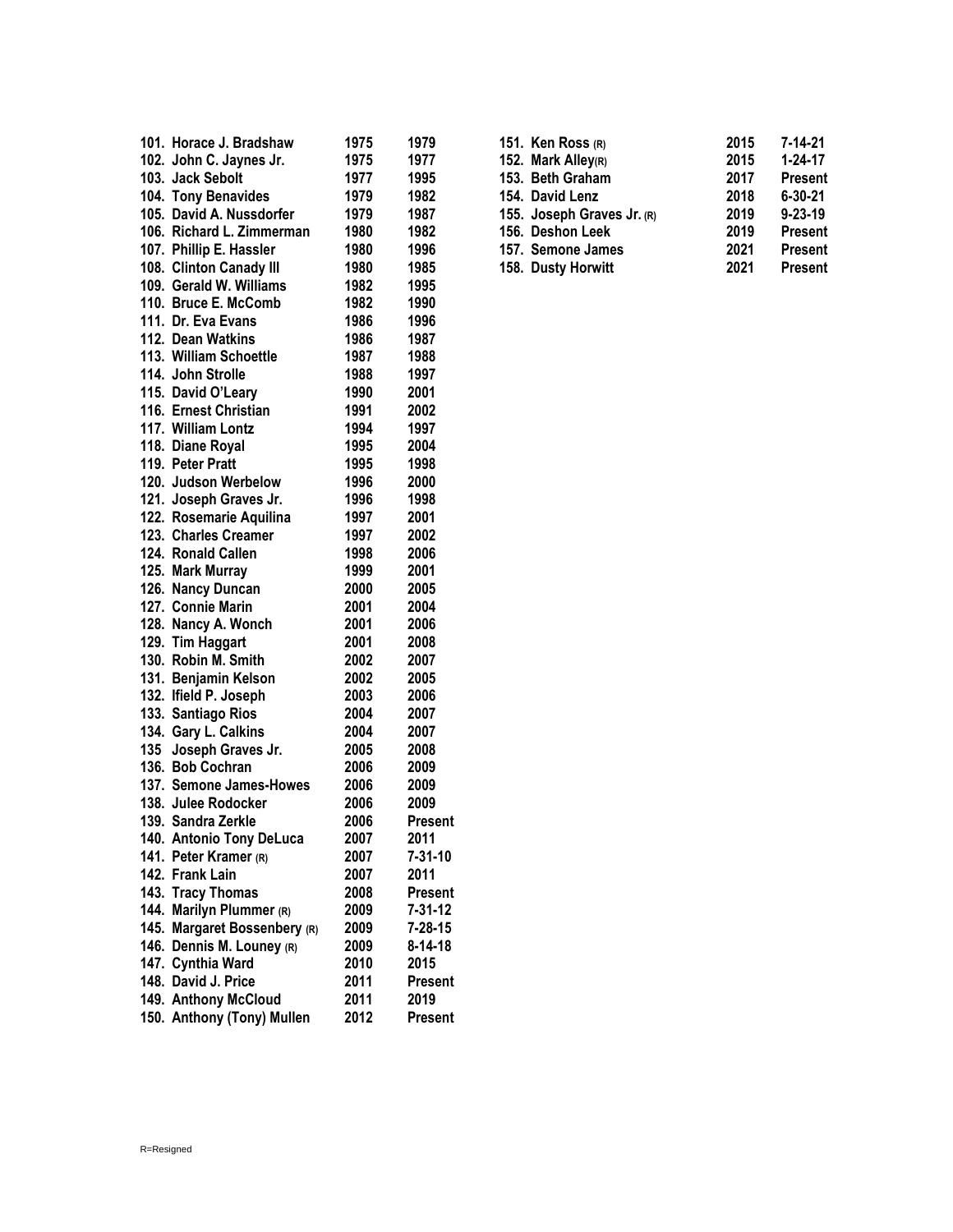| | | |
|---|---|---|
| **101. Horace J. Bradshaw** | **1975** | **1979** |
| **102. John C. Jaynes Jr.** | **1975** | **1977** |
| **103. Jack Sebolt** | **1977** | **1995** |
| **104. Tony Benavides** | **1979** | **1982** |
| **105. David A. Nussdorfer** | **1979** | **1987** |
| **106. Richard L. Zimmerman** | **1980** | **1982** |
| **107. Phillip E. Hassler** | **1980** | **1996** |
| **108. Clinton Canady III** | **1980** | **1985** |
| **109. Gerald W. Williams** | **1982** | **1995** |
| **110. Bruce E. McComb** | **1982** | **1990** |
| **111. Dr. Eva Evans** | **1986** | **1996** |
| **112. Dean Watkins** | **1986** | **1987** |
| **113. William Schoettle** | **1987** | **1988** |
| **114. John Strolle** | **1988** | **1997** |
| **115. David O'Leary** | **1990** | **2001** |
| **116. Ernest Christian** | **1991** | **2002** |
| **117. William Lontz** | **1994** | **1997** |
| **118. Diane Royal** | **1995** | **2004** |
| **119. Peter Pratt** | **1995** | **1998** |
| **120. Judson Werbelow** | **1996** | **2000** |
| **121. Joseph Graves Jr.** | **1996** | **1998** |
| **122. Rosemarie Aquilina** | **1997** | **2001** |
| **123. Charles Creamer** | **1997** | **2002** |
| **124. Ronald Callen** | **1998** | **2006** |
| **125. Mark Murray** | **1999** | **2001** |
| **126. Nancy Duncan** | **2000** | **2005** |
| **127. Connie Marin** | **2001** | **2004** |
| **128. Nancy A. Wonch** | **2001** | **2006** |
| **129. Tim Haggart** | **2001** | **2008** |
| **130. Robin M. Smith** | **2002** | **2007** |
| **131. Benjamin Kelson** | **2002** | **2005** |
| **132. Ifield P. Joseph** | **2003** | **2006** |
| **133. Santiago Rios** | **2004** | **2007** |
| **134. Gary L. Calkins** | **2004** | **2007** |
| **135 Joseph Graves Jr.** | **2005** | **2008** |
| **136. Bob Cochran** | **2006** | **2009** |
| **137. Semone James-Howes** | **2006** | **2009** |
| **138. Julee Rodocker** | **2006** | **2009** |
| **139. Sandra Zerkle** | **2006** | **Present** |
| **140. Antonio Tony DeLuca** | **2007** | **2011** |
| **141. Peter Kramer (R)** | **2007** | **7-31-10** |
| **142. Frank Lain** | **2007** | **2011** |
| **143. Tracy Thomas** | **2008** | **Present** |
| **144. Marilyn Plummer (R)** | **2009** | **7-31-12** |
| **145. Margaret Bossenbery (R)** | **2009** | **7-28-15** |
| **146. Dennis M. Louney (R)** | **2009** | **8-14-18** |
| **147. Cynthia Ward** | **2010** | **2015** |
| **148. David J. Price** | **2011** | **Present** |
| **149. Anthony McCloud** | **2011** | **2019** |
| **150. Anthony (Tony) Mullen** | **2012** | **Present** |
| **151. Ken Ross (R)** | **2015** | **7-14-21** |
| **152. Mark Alley(R)** | **2015** | **1-24-17** |
| **153. Beth Graham** | **2017** | **Present** |
| **154. David Lenz** | **2018** | **6-30-21** |
| **155. Joseph Graves Jr. (R)** | **2019** | **9-23-19** |
| **156. Deshon Leek** | **2019** | **Present** |
| **157. Semone James** | **2021** | **Present** |
| **158. Dusty Horwitt** | **2021** | **Present** |

R=Resigned